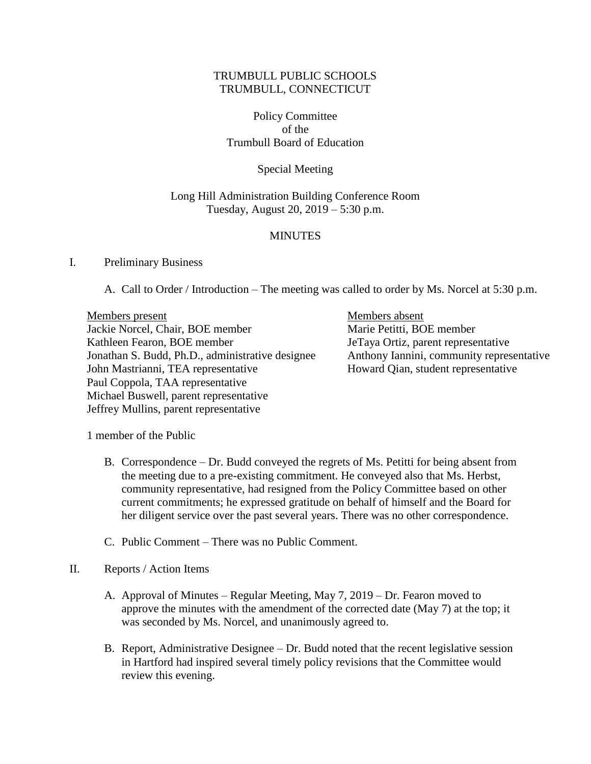TRUMBULL PUBLIC SCHOOLS
TRUMBULL, CONNECTICUT

Policy Committee
of the
Trumbull Board of Education

Special Meeting

Long Hill Administration Building Conference Room
Tuesday, August 20, 2019 – 5:30 p.m.

MINUTES

I. Preliminary Business

A. Call to Order / Introduction – The meeting was called to order by Ms. Norcel at 5:30 p.m.

Members present
Jackie Norcel, Chair, BOE member
Kathleen Fearon, BOE member
Jonathan S. Budd, Ph.D., administrative designee
John Mastrianni, TEA representative
Paul Coppola, TAA representative
Michael Buswell, parent representative
Jeffrey Mullins, parent representative

Members absent
Marie Petitti, BOE member
JeTaya Ortiz, parent representative
Anthony Iannini, community representative
Howard Qian, student representative

1 member of the Public

B. Correspondence – Dr. Budd conveyed the regrets of Ms. Petitti for being absent from the meeting due to a pre-existing commitment. He conveyed also that Ms. Herbst, community representative, had resigned from the Policy Committee based on other current commitments; he expressed gratitude on behalf of himself and the Board for her diligent service over the past several years. There was no other correspondence.

C. Public Comment – There was no Public Comment.

II. Reports / Action Items

A. Approval of Minutes – Regular Meeting, May 7, 2019 – Dr. Fearon moved to approve the minutes with the amendment of the corrected date (May 7) at the top; it was seconded by Ms. Norcel, and unanimously agreed to.

B. Report, Administrative Designee – Dr. Budd noted that the recent legislative session in Hartford had inspired several timely policy revisions that the Committee would review this evening.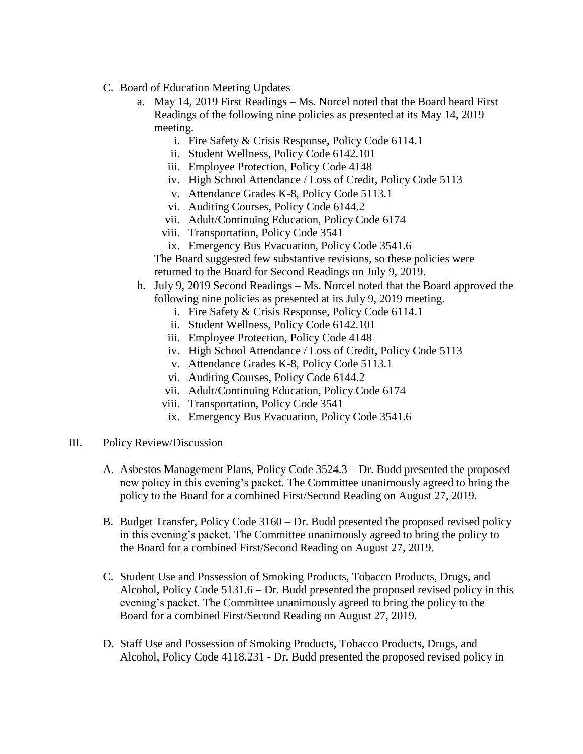C. Board of Education Meeting Updates

   a. May 14, 2019 First Readings – Ms. Norcel noted that the Board heard First Readings of the following nine policies as presented at its May 14, 2019 meeting.

      i. Fire Safety & Crisis Response, Policy Code 6114.1
      ii. Student Wellness, Policy Code 6142.101
      iii. Employee Protection, Policy Code 4148
      iv. High School Attendance / Loss of Credit, Policy Code 5113
      v. Attendance Grades K-8, Policy Code 5113.1
      vi. Auditing Courses, Policy Code 6144.2
      vii. Adult/Continuing Education, Policy Code 6174
      viii. Transportation, Policy Code 3541
      ix. Emergency Bus Evacuation, Policy Code 3541.6

      The Board suggested few substantive revisions, so these policies were returned to the Board for Second Readings on July 9, 2019.

   b. July 9, 2019 Second Readings – Ms. Norcel noted that the Board approved the following nine policies as presented at its July 9, 2019 meeting.

      i. Fire Safety & Crisis Response, Policy Code 6114.1
      ii. Student Wellness, Policy Code 6142.101
      iii. Employee Protection, Policy Code 4148
      iv. High School Attendance / Loss of Credit, Policy Code 5113
      v. Attendance Grades K-8, Policy Code 5113.1
      vi. Auditing Courses, Policy Code 6144.2
      vii. Adult/Continuing Education, Policy Code 6174
      viii. Transportation, Policy Code 3541
      ix. Emergency Bus Evacuation, Policy Code 3541.6

III. Policy Review/Discussion

A. Asbestos Management Plans, Policy Code 3524.3 – Dr. Budd presented the proposed new policy in this evening's packet. The Committee unanimously agreed to bring the policy to the Board for a combined First/Second Reading on August 27, 2019.

B. Budget Transfer, Policy Code 3160 – Dr. Budd presented the proposed revised policy in this evening's packet. The Committee unanimously agreed to bring the policy to the Board for a combined First/Second Reading on August 27, 2019.

C. Student Use and Possession of Smoking Products, Tobacco Products, Drugs, and Alcohol, Policy Code 5131.6 – Dr. Budd presented the proposed revised policy in this evening's packet. The Committee unanimously agreed to bring the policy to the Board for a combined First/Second Reading on August 27, 2019.

D. Staff Use and Possession of Smoking Products, Tobacco Products, Drugs, and Alcohol, Policy Code 4118.231 - Dr. Budd presented the proposed revised policy in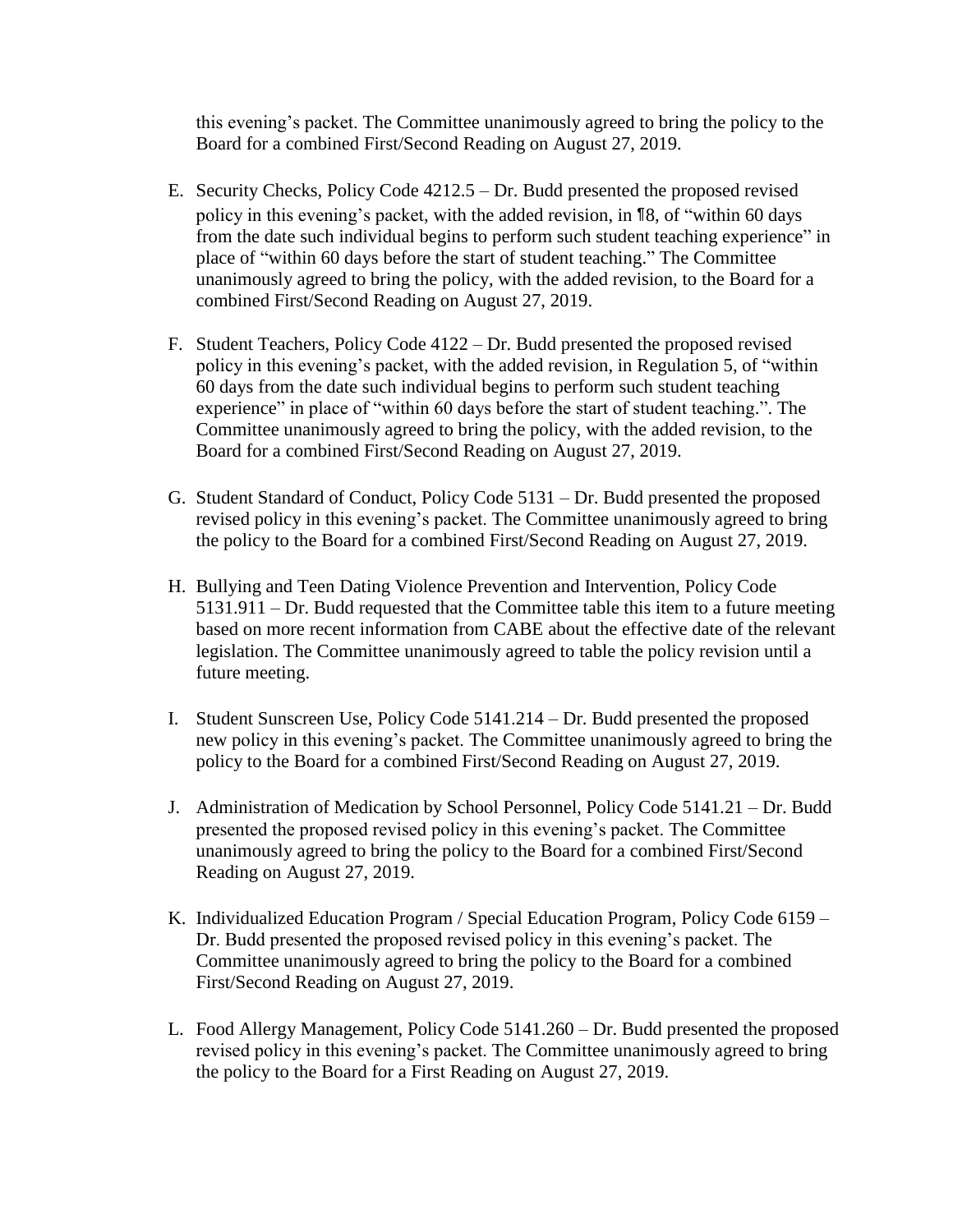this evening's packet. The Committee unanimously agreed to bring the policy to the Board for a combined First/Second Reading on August 27, 2019.

E. Security Checks, Policy Code 4212.5 – Dr. Budd presented the proposed revised policy in this evening's packet, with the added revision, in ¶8, of "within 60 days from the date such individual begins to perform such student teaching experience" in place of "within 60 days before the start of student teaching." The Committee unanimously agreed to bring the policy, with the added revision, to the Board for a combined First/Second Reading on August 27, 2019.

F. Student Teachers, Policy Code 4122 – Dr. Budd presented the proposed revised policy in this evening's packet, with the added revision, in Regulation 5, of "within 60 days from the date such individual begins to perform such student teaching experience" in place of "within 60 days before the start of student teaching.". The Committee unanimously agreed to bring the policy, with the added revision, to the Board for a combined First/Second Reading on August 27, 2019.

G. Student Standard of Conduct, Policy Code 5131 – Dr. Budd presented the proposed revised policy in this evening's packet. The Committee unanimously agreed to bring the policy to the Board for a combined First/Second Reading on August 27, 2019.

H. Bullying and Teen Dating Violence Prevention and Intervention, Policy Code 5131.911 – Dr. Budd requested that the Committee table this item to a future meeting based on more recent information from CABE about the effective date of the relevant legislation. The Committee unanimously agreed to table the policy revision until a future meeting.

I. Student Sunscreen Use, Policy Code 5141.214 – Dr. Budd presented the proposed new policy in this evening's packet. The Committee unanimously agreed to bring the policy to the Board for a combined First/Second Reading on August 27, 2019.

J. Administration of Medication by School Personnel, Policy Code 5141.21 – Dr. Budd presented the proposed revised policy in this evening's packet. The Committee unanimously agreed to bring the policy to the Board for a combined First/Second Reading on August 27, 2019.

K. Individualized Education Program / Special Education Program, Policy Code 6159 – Dr. Budd presented the proposed revised policy in this evening's packet. The Committee unanimously agreed to bring the policy to the Board for a combined First/Second Reading on August 27, 2019.

L. Food Allergy Management, Policy Code 5141.260 – Dr. Budd presented the proposed revised policy in this evening's packet. The Committee unanimously agreed to bring the policy to the Board for a First Reading on August 27, 2019.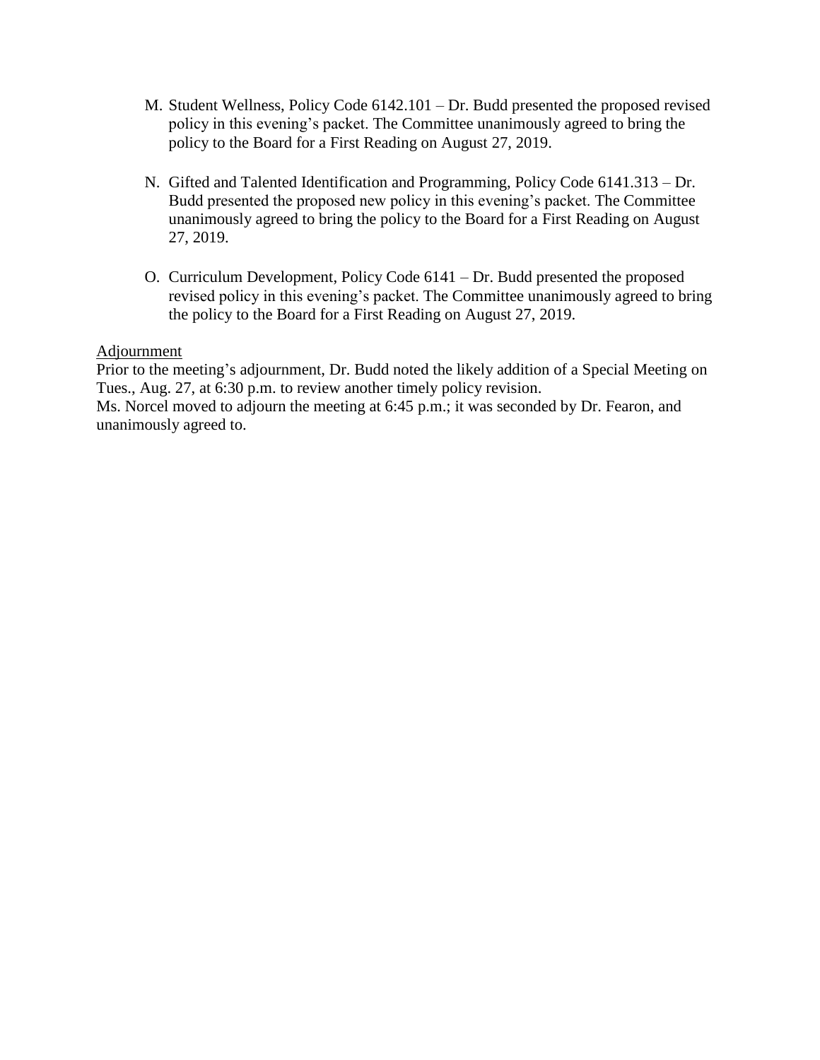M. Student Wellness, Policy Code 6142.101 – Dr. Budd presented the proposed revised policy in this evening's packet. The Committee unanimously agreed to bring the policy to the Board for a First Reading on August 27, 2019.

N. Gifted and Talented Identification and Programming, Policy Code 6141.313 – Dr. Budd presented the proposed new policy in this evening's packet. The Committee unanimously agreed to bring the policy to the Board for a First Reading on August 27, 2019.

O. Curriculum Development, Policy Code 6141 – Dr. Budd presented the proposed revised policy in this evening's packet. The Committee unanimously agreed to bring the policy to the Board for a First Reading on August 27, 2019.

Adjournment

Prior to the meeting's adjournment, Dr. Budd noted the likely addition of a Special Meeting on Tues., Aug. 27, at 6:30 p.m. to review another timely policy revision.
Ms. Norcel moved to adjourn the meeting at 6:45 p.m.; it was seconded by Dr. Fearon, and unanimously agreed to.